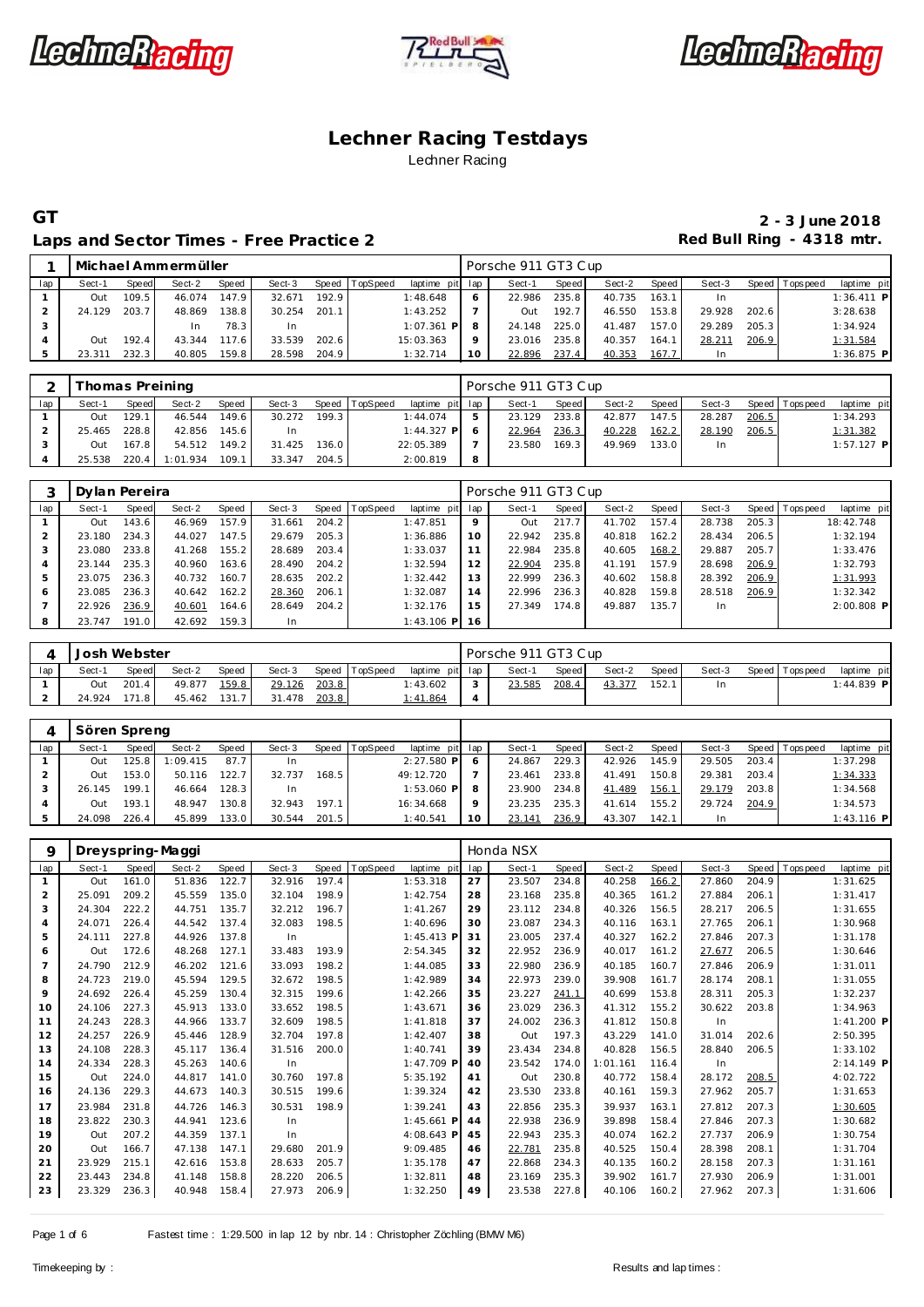# Lechner Racing Testdays

Lechner Racing

**GT**

**2 - 3 June 2018**

## Laps and Sector Times - Free Practice 2

**Red Bull Ring - 4318 mtr.**

| 1 | Michael Ammermüller | | | | | | | | Porsche 911 GT3 Cup | | | | | | | | |
|---|---|---|---|---|---|---|---|---|---|---|---|---|---|---|---|---|---|
| lap | Sect-1 | Speed | Sect-2 | Speed | Sect-3 | Speed | TopSpeed | laptime pit | lap | Sect-1 | Speed | Sect-2 | Speed | Sect-3 | Speed | Topspeed | laptime pit |
| 1 | Out | 109.5 | 46.074 | 147.9 | 32.671 | 192.9 | | 1:48.648 | 6 | 22.986 | 235.8 | 40.735 | 163.1 | In | | | 1:36.411 P |
| 2 | 24.129 | 203.7 | 48.869 | 138.8 | 30.254 | 201.1 | | 1:43.252 | 7 | Out | 192.7 | 46.550 | 153.8 | 29.928 | 202.6 | | 3:28.638 |
| 3 | | | In | 78.3 | In | | | 1:07.361 P | 8 | 24.148 | 225.0 | 41.487 | 157.0 | 29.289 | 205.3 | | 1:34.924 |
| 4 | Out | 192.4 | 43.344 | 117.6 | 33.539 | 202.6 | | 15:03.363 | 9 | 23.016 | 235.8 | 40.357 | 164.1 | 28.211 | 206.9 | | 1:31.584 |
| 5 | 23.311 | 232.3 | 40.805 | 159.8 | 28.598 | 204.9 | | 1:32.714 | 10 | 22.896 | 237.4 | 40.353 | 167.7 | In | | | 1:36.875 P |

| 2 | Thomas Preining | | | | | | | | Porsche 911 GT3 Cup | | | | | | | | |
|---|---|---|---|---|---|---|---|---|---|---|---|---|---|---|---|---|---|
| lap | Sect-1 | Speed | Sect-2 | Speed | Sect-3 | Speed | TopSpeed | laptime pit | lap | Sect-1 | Speed | Sect-2 | Speed | Sect-3 | Speed | Topspeed | laptime pit |
| 1 | Out | 129.1 | 46.544 | 149.6 | 30.272 | 199.3 | | 1:44.074 | 5 | 23.129 | 233.8 | 42.877 | 147.5 | 28.287 | 206.5 | | 1:34.293 |
| 2 | 25.465 | 228.8 | 42.856 | 145.6 | In | | | 1:44.327 P | 6 | 22.964 | 236.3 | 40.228 | 162.2 | 28.190 | 206.5 | | 1:31.382 |
| 3 | Out | 167.8 | 54.512 | 149.2 | 31.425 | 136.0 | | 22:05.389 | 7 | 23.580 | 169.3 | 49.969 | 133.0 | In | | | 1:57.127 P |
| 4 | 25.538 | 220.4 | 1:01.934 | 109.1 | 33.347 | 204.5 | | 2:00.819 | 8 | | | | | | | | |

| 3 | Dylan Pereira | | | | | | | | Porsche 911 GT3 Cup | | | | | | | | |
|---|---|---|---|---|---|---|---|---|---|---|---|---|---|---|---|---|---|
| lap | Sect-1 | Speed | Sect-2 | Speed | Sect-3 | Speed | TopSpeed | laptime pit | lap | Sect-1 | Speed | Sect-2 | Speed | Sect-3 | Speed | Topspeed | laptime pit |
| 1 | Out | 143.6 | 46.969 | 157.9 | 31.661 | 204.2 | | 1:47.851 | 9 | Out | 217.7 | 41.702 | 157.4 | 28.738 | 205.3 | | 18:42.748 |
| 2 | 23.180 | 234.3 | 44.027 | 147.5 | 29.679 | 205.3 | | 1:36.886 | 10 | 22.942 | 235.8 | 40.818 | 162.2 | 28.434 | 206.5 | | 1:32.194 |
| 3 | 23.080 | 233.8 | 41.268 | 155.2 | 28.689 | 203.4 | | 1:33.037 | 11 | 22.984 | 235.8 | 40.605 | 168.2 | 29.887 | 205.7 | | 1:33.476 |
| 4 | 23.144 | 235.3 | 40.960 | 163.6 | 28.490 | 204.2 | | 1:32.594 | 12 | 22.904 | 235.8 | 41.191 | 157.9 | 28.698 | 206.9 | | 1:32.793 |
| 5 | 23.075 | 236.3 | 40.732 | 160.7 | 28.635 | 202.2 | | 1:32.442 | 13 | 22.999 | 236.3 | 40.602 | 158.8 | 28.392 | 206.9 | | 1:31.993 |
| 6 | 23.085 | 236.3 | 40.642 | 162.2 | 28.360 | 206.1 | | 1:32.087 | 14 | 22.996 | 236.3 | 40.828 | 159.8 | 28.518 | 206.9 | | 1:32.342 |
| 7 | 22.926 | 236.9 | 40.601 | 164.6 | 28.649 | 204.2 | | 1:32.176 | 15 | 27.349 | 174.8 | 49.887 | 135.7 | In | | | 2:00.808 P |
| 8 | 23.747 | 191.0 | 42.692 | 159.3 | In | | | 1:43.106 P | 16 | | | | | | | | |

| 4 | Josh Webster | | | | | | | | Porsche 911 GT3 Cup | | | | | | | | |
|---|---|---|---|---|---|---|---|---|---|---|---|---|---|---|---|---|---|
| lap | Sect-1 | Speed | Sect-2 | Speed | Sect-3 | Speed | TopSpeed | laptime pit | lap | Sect-1 | Speed | Sect-2 | Speed | Sect-3 | Speed | Topspeed | laptime pit |
| 1 | Out | 201.4 | 49.877 | 159.8 | 29.126 | 203.8 | | 1:43.602 | 3 | 23.585 | 208.4 | 43.377 | 152.1 | In | | | 1:44.839 P |
| 2 | 24.924 | 171.8 | 45.462 | 131.7 | 31.478 | 203.8 | | 1:41.864 | 4 | | | | | | | | |

| 4 | Sören Spreng | | | | | | | | | | | | | | | | |
|---|---|---|---|---|---|---|---|---|---|---|---|---|---|---|---|---|---|
| lap | Sect-1 | Speed | Sect-2 | Speed | Sect-3 | Speed | TopSpeed | laptime pit | lap | Sect-1 | Speed | Sect-2 | Speed | Sect-3 | Speed | Topspeed | laptime pit |
| 1 | Out | 125.8 | 1:09.415 | 87.7 | In | | | 2:27.580 P | 6 | 24.867 | 229.3 | 42.926 | 145.9 | 29.505 | 203.4 | | 1:37.298 |
| 2 | Out | 153.0 | 50.116 | 122.7 | 32.737 | 168.5 | | 49:12.720 | 7 | 23.461 | 233.8 | 41.491 | 150.8 | 29.381 | 203.4 | | 1:34.333 |
| 3 | 26.145 | 199.1 | 46.664 | 128.3 | In | | | 1:53.060 P | 8 | 23.900 | 234.8 | 41.489 | 156.1 | 29.179 | 203.8 | | 1:34.568 |
| 4 | Out | 193.1 | 48.947 | 130.8 | 32.943 | 197.1 | | 16:34.668 | 9 | 23.235 | 235.3 | 41.614 | 155.2 | 29.724 | 204.9 | | 1:34.573 |
| 5 | 24.098 | 226.4 | 45.899 | 133.0 | 30.544 | 201.5 | | 1:40.541 | 10 | 23.141 | 236.9 | 43.307 | 142.1 | In | | | 1:43.116 P |

| 9 | Dreyspring-Maggi | | | | | | | | Honda NSX | | | | | | | | |
|---|---|---|---|---|---|---|---|---|---|---|---|---|---|---|---|---|---|
| lap | Sect-1 | Speed | Sect-2 | Speed | Sect-3 | Speed | TopSpeed | laptime pit | lap | Sect-1 | Speed | Sect-2 | Speed | Sect-3 | Speed | Topspeed | laptime pit |
| 1 | Out | 161.0 | 51.836 | 122.7 | 32.916 | 197.4 | | 1:53.318 | 27 | 23.507 | 234.8 | 40.258 | 166.2 | 27.860 | 204.9 | | 1:31.625 |
| 2 | 25.091 | 209.2 | 45.559 | 135.0 | 32.104 | 198.9 | | 1:42.754 | 28 | 23.168 | 235.8 | 40.365 | 161.2 | 27.884 | 206.1 | | 1:31.417 |
| 3 | 24.304 | 222.2 | 44.751 | 135.7 | 32.212 | 196.7 | | 1:41.267 | 29 | 23.112 | 234.8 | 40.326 | 156.5 | 28.217 | 206.5 | | 1:31.655 |
| 4 | 24.071 | 226.4 | 44.542 | 137.4 | 32.083 | 198.5 | | 1:40.696 | 30 | 23.087 | 234.3 | 40.116 | 163.1 | 27.765 | 206.1 | | 1:30.968 |
| 5 | 24.111 | 227.8 | 44.926 | 137.8 | In | | | 1:45.413 P | 31 | 23.005 | 237.4 | 40.327 | 162.2 | 27.846 | 207.3 | | 1:31.178 |
| 6 | Out | 172.6 | 48.268 | 127.1 | 33.483 | 193.9 | | 2:54.345 | 32 | 22.952 | 236.9 | 40.017 | 161.2 | 27.677 | 206.5 | | 1:30.646 |
| 7 | 24.790 | 212.9 | 46.202 | 121.6 | 33.093 | 198.2 | | 1:44.085 | 33 | 22.980 | 236.9 | 40.185 | 160.7 | 27.846 | 206.9 | | 1:31.011 |
| 8 | 24.723 | 219.0 | 45.594 | 129.5 | 32.672 | 198.5 | | 1:42.989 | 34 | 22.973 | 239.0 | 39.908 | 161.7 | 28.174 | 208.1 | | 1:31.055 |
| 9 | 24.692 | 226.4 | 45.259 | 130.4 | 32.315 | 199.6 | | 1:42.266 | 35 | 23.227 | 241.1 | 40.699 | 153.8 | 28.311 | 205.3 | | 1:32.237 |
| 10 | 24.106 | 227.3 | 45.913 | 133.0 | 33.652 | 198.5 | | 1:43.671 | 36 | 23.029 | 236.3 | 41.312 | 155.2 | 30.622 | 203.8 | | 1:34.963 |
| 11 | 24.243 | 228.3 | 44.966 | 133.7 | 32.609 | 198.5 | | 1:41.818 | 37 | 24.002 | 236.3 | 41.812 | 150.8 | In | | | 1:41.200 P |
| 12 | 24.257 | 226.9 | 45.446 | 128.9 | 32.704 | 197.8 | | 1:42.407 | 38 | Out | 197.3 | 43.229 | 141.0 | 31.014 | 202.6 | | 2:50.395 |
| 13 | 24.108 | 228.3 | 45.117 | 136.4 | 31.516 | 200.0 | | 1:40.741 | 39 | 23.434 | 234.8 | 40.828 | 156.5 | 28.840 | 206.5 | | 1:33.102 |
| 14 | 24.334 | 228.3 | 45.263 | 140.6 | In | | | 1:47.709 P | 40 | 23.542 | 174.0 | 1:01.161 | 116.4 | In | | | 2:14.149 P |
| 15 | Out | 224.0 | 44.817 | 141.0 | 30.760 | 197.8 | | 5:35.192 | 41 | Out | 230.8 | 40.772 | 158.4 | 28.172 | 208.5 | | 4:02.722 |
| 16 | 24.136 | 229.3 | 44.673 | 140.3 | 30.515 | 199.6 | | 1:39.324 | 42 | 23.530 | 233.8 | 40.161 | 159.3 | 27.962 | 205.7 | | 1:31.653 |
| 17 | 23.984 | 231.8 | 44.726 | 146.3 | 30.531 | 198.9 | | 1:39.241 | 43 | 22.856 | 235.3 | 39.937 | 163.1 | 27.812 | 207.3 | | 1:30.605 |
| 18 | 23.822 | 230.3 | 44.941 | 123.6 | In | | | 1:45.661 P | 44 | 22.938 | 236.9 | 39.898 | 158.4 | 27.846 | 207.3 | | 1:30.682 |
| 19 | Out | 207.2 | 44.359 | 137.1 | In | | | 4:08.643 P | 45 | 22.943 | 235.3 | 40.074 | 162.2 | 27.737 | 206.9 | | 1:30.754 |
| 20 | Out | 166.7 | 47.138 | 147.1 | 29.680 | 201.9 | | 9:09.485 | 46 | 22.781 | 235.8 | 40.525 | 150.4 | 28.398 | 208.1 | | 1:31.704 |
| 21 | 23.929 | 215.1 | 42.616 | 153.8 | 28.633 | 205.7 | | 1:35.178 | 47 | 22.868 | 234.3 | 40.135 | 160.2 | 28.158 | 207.3 | | 1:31.161 |
| 22 | 23.443 | 234.8 | 41.148 | 158.8 | 28.220 | 206.5 | | 1:32.811 | 48 | 23.169 | 235.3 | 39.902 | 161.7 | 27.930 | 206.9 | | 1:31.001 |
| 23 | 23.329 | 236.3 | 40.948 | 158.4 | 27.973 | 206.9 | | 1:32.250 | 49 | 23.538 | 227.8 | 40.106 | 160.2 | 27.962 | 207.3 | | 1:31.606 |

Fastest time : 1:29.500 in lap 12 by nbr. 14 : Christopher Zöchling (BMW M6)

Timekeeping by : Results and lap times :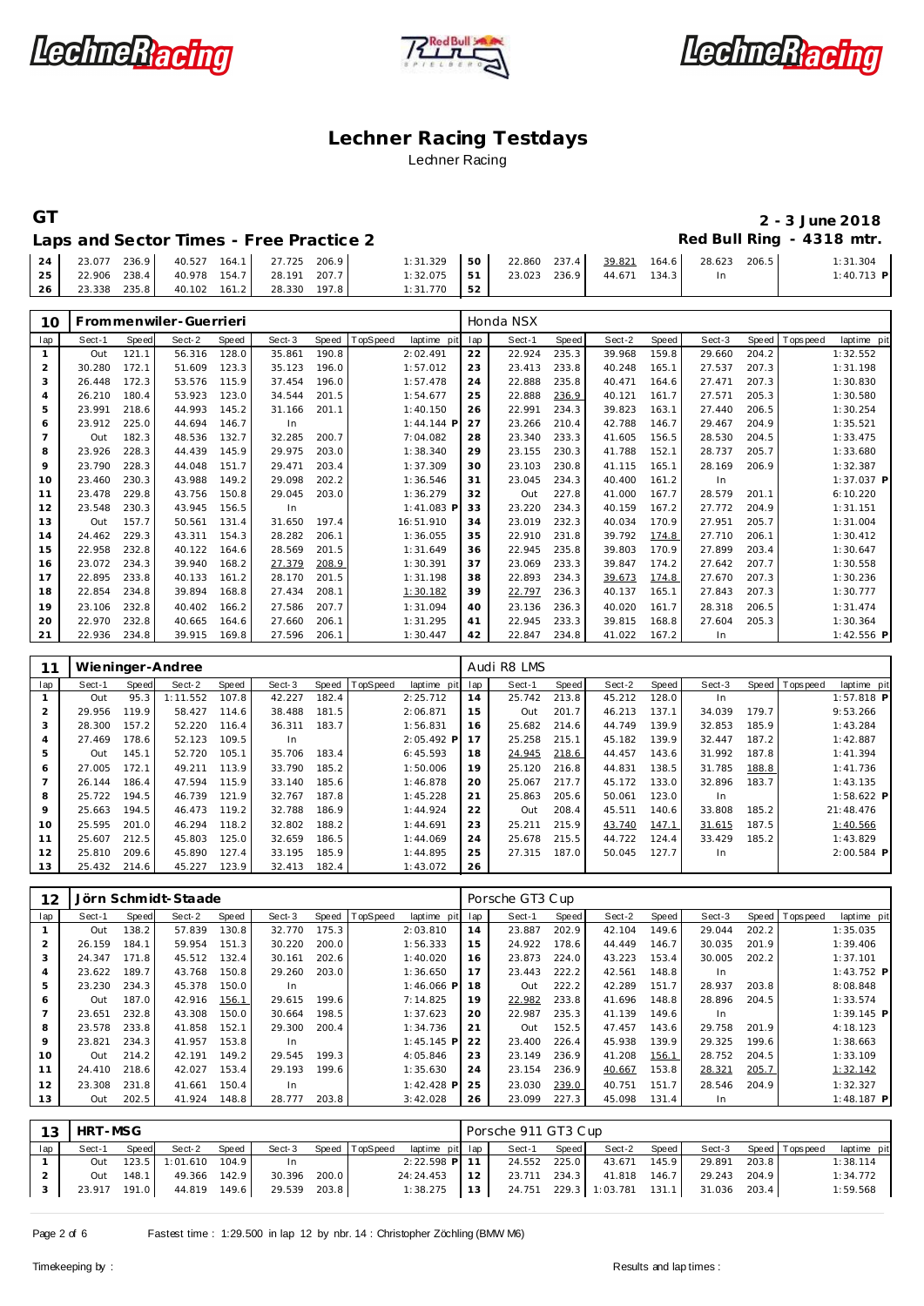# Lechner Racing Testdays

Lechner Racing

**GT** — **2 - 3 June 2018**

## Laps and Sector Times - Free Practice 2

**Red Bull Ring - 4318 mtr.**

| lap | Sect-1 | Speed | Sect-2 | Speed | Sect-3 | Speed | TopSpeed | laptime pit | lap | Sect-1 | Speed | Sect-2 | Speed | Sect-3 | Speed | Topspeed | laptime pit |
|---|---|---|---|---|---|---|---|---|---|---|---|---|---|---|---|---|---|
| 24 | 23.077 | 236.9 | 40.527 | 164.1 | 27.725 | 206.9 | | 1:31.329 | 50 | 22.860 | 237.4 | 39.821 | 164.6 | 28.623 | 206.5 | | 1:31.304 |
| 25 | 22.906 | 238.4 | 40.978 | 154.7 | 28.191 | 207.7 | | 1:32.075 | 51 | 23.023 | 236.9 | 44.671 | 134.3 | In | | | 1:40.713 P |
| 26 | 23.338 | 235.8 | 40.102 | 161.2 | 28.330 | 197.8 | | 1:31.770 | 52 | | | | | | | | |

### 10 Frommenwiler-Guerrieri — Honda NSX

| lap | Sect-1 | Speed | Sect-2 | Speed | Sect-3 | Speed | TopSpeed | laptime pit | lap | Sect-1 | Speed | Sect-2 | Speed | Sect-3 | Speed | Topspeed | laptime pit |
|---|---|---|---|---|---|---|---|---|---|---|---|---|---|---|---|---|---|
| 1 | Out | 121.1 | 56.316 | 128.0 | 35.861 | 190.8 | | 2:02.491 | 22 | 22.924 | 235.3 | 39.968 | 159.8 | 29.660 | 204.2 | | 1:32.552 |
| 2 | 30.280 | 172.1 | 51.609 | 123.3 | 35.123 | 196.0 | | 1:57.012 | 23 | 23.413 | 233.8 | 40.248 | 165.1 | 27.537 | 207.3 | | 1:31.198 |
| 3 | 26.448 | 172.3 | 53.576 | 115.9 | 37.454 | 196.0 | | 1:57.478 | 24 | 22.888 | 235.8 | 40.471 | 164.6 | 27.471 | 207.3 | | 1:30.830 |
| 4 | 26.210 | 180.4 | 53.923 | 123.0 | 34.544 | 201.5 | | 1:54.677 | 25 | 22.888 | 236.9 | 40.121 | 161.7 | 27.571 | 205.3 | | 1:30.580 |
| 5 | 23.991 | 218.6 | 44.993 | 145.2 | 31.166 | 201.1 | | 1:40.150 | 26 | 22.991 | 234.3 | 39.823 | 163.1 | 27.440 | 206.5 | | 1:30.254 |
| 6 | 23.912 | 225.0 | 44.694 | 146.7 | In | | | 1:44.144 P | 27 | 23.266 | 210.4 | 42.788 | 146.7 | 29.467 | 204.9 | | 1:35.521 |
| 7 | Out | 182.3 | 48.536 | 132.7 | 32.285 | 200.7 | | 7:04.082 | 28 | 23.340 | 233.3 | 41.605 | 156.5 | 28.530 | 204.5 | | 1:33.475 |
| 8 | 23.926 | 228.3 | 44.439 | 145.9 | 29.975 | 203.0 | | 1:38.340 | 29 | 23.155 | 230.3 | 41.788 | 152.1 | 28.737 | 205.7 | | 1:33.680 |
| 9 | 23.790 | 228.3 | 44.048 | 151.7 | 29.471 | 203.4 | | 1:37.309 | 30 | 23.103 | 230.8 | 41.115 | 165.1 | 28.169 | 206.9 | | 1:32.387 |
| 10 | 23.460 | 230.3 | 43.988 | 149.2 | 29.098 | 202.2 | | 1:36.546 | 31 | 23.045 | 234.3 | 40.400 | 161.2 | In | | | 1:37.037 P |
| 11 | 23.478 | 229.8 | 43.756 | 150.8 | 29.045 | 203.0 | | 1:36.279 | 32 | Out | 227.8 | 41.000 | 167.7 | 28.579 | 201.1 | | 6:10.220 |
| 12 | 23.548 | 230.3 | 43.945 | 156.5 | In | | | 1:41.083 P | 33 | 23.220 | 234.3 | 40.159 | 167.2 | 27.772 | 204.9 | | 1:31.151 |
| 13 | Out | 157.7 | 50.561 | 131.4 | 31.650 | 197.4 | | 16:51.910 | 34 | 23.019 | 232.3 | 40.034 | 170.9 | 27.951 | 205.7 | | 1:31.004 |
| 14 | 24.462 | 229.3 | 43.311 | 154.3 | 28.282 | 206.1 | | 1:36.055 | 35 | 22.910 | 231.8 | 39.792 | 174.8 | 27.710 | 206.1 | | 1:30.412 |
| 15 | 22.958 | 232.8 | 40.122 | 164.6 | 28.569 | 201.5 | | 1:31.649 | 36 | 22.945 | 235.8 | 39.803 | 170.9 | 27.899 | 203.4 | | 1:30.647 |
| 16 | 23.072 | 234.3 | 39.940 | 168.2 | 27.379 | 208.9 | | 1:30.391 | 37 | 23.069 | 233.3 | 39.847 | 174.2 | 27.642 | 207.7 | | 1:30.558 |
| 17 | 22.895 | 233.8 | 40.133 | 161.2 | 28.170 | 201.5 | | 1:31.198 | 38 | 22.893 | 234.3 | 39.673 | 174.8 | 27.670 | 207.3 | | 1:30.236 |
| 18 | 22.854 | 234.8 | 39.894 | 168.8 | 27.434 | 208.1 | | 1:30.182 | 39 | 22.797 | 236.3 | 40.137 | 165.1 | 27.843 | 207.3 | | 1:30.777 |
| 19 | 23.106 | 232.8 | 40.402 | 166.2 | 27.586 | 207.7 | | 1:31.094 | 40 | 23.136 | 236.3 | 40.020 | 161.7 | 28.318 | 206.5 | | 1:31.474 |
| 20 | 22.970 | 232.8 | 40.665 | 164.6 | 27.660 | 206.1 | | 1:31.295 | 41 | 22.945 | 233.3 | 39.815 | 168.8 | 27.604 | 205.3 | | 1:30.364 |
| 21 | 22.936 | 234.8 | 39.915 | 169.8 | 27.596 | 206.1 | | 1:30.447 | 42 | 22.847 | 234.8 | 41.022 | 167.2 | In | | | 1:42.556 P |

### 11 Wieninger-Andree — Audi R8 LMS

| lap | Sect-1 | Speed | Sect-2 | Speed | Sect-3 | Speed | TopSpeed | laptime pit | lap | Sect-1 | Speed | Sect-2 | Speed | Sect-3 | Speed | Topspeed | laptime pit |
|---|---|---|---|---|---|---|---|---|---|---|---|---|---|---|---|---|---|
| 1 | Out | 95.3 | 1:11.552 | 107.8 | 42.227 | 182.4 | | 2:25.712 | 14 | 25.742 | 213.8 | 45.212 | 128.0 | In | | | 1:57.818 P |
| 2 | 29.956 | 119.9 | 58.427 | 114.6 | 38.488 | 181.5 | | 2:06.871 | 15 | Out | 201.7 | 46.213 | 137.1 | 34.039 | 179.7 | | 9:53.266 |
| 3 | 28.300 | 157.2 | 52.220 | 116.4 | 36.311 | 183.7 | | 1:56.831 | 16 | 25.682 | 214.6 | 44.749 | 139.9 | 32.853 | 185.9 | | 1:43.284 |
| 4 | 27.469 | 178.6 | 52.123 | 109.5 | In | | | 2:05.492 P | 17 | 25.258 | 215.1 | 45.182 | 139.9 | 32.447 | 187.2 | | 1:42.887 |
| 5 | Out | 145.1 | 52.720 | 105.1 | 35.706 | 183.4 | | 6:45.593 | 18 | 24.945 | 218.6 | 44.457 | 143.6 | 31.992 | 187.8 | | 1:41.394 |
| 6 | 27.005 | 172.1 | 49.211 | 113.9 | 33.790 | 185.2 | | 1:50.006 | 19 | 25.120 | 216.8 | 44.831 | 138.5 | 31.785 | 188.8 | | 1:41.736 |
| 7 | 26.144 | 186.4 | 47.594 | 115.9 | 33.140 | 185.6 | | 1:46.878 | 20 | 25.067 | 217.7 | 45.172 | 133.0 | 32.896 | 183.7 | | 1:43.135 |
| 8 | 25.722 | 194.5 | 46.739 | 121.9 | 32.767 | 187.8 | | 1:45.228 | 21 | 25.863 | 205.6 | 50.061 | 123.0 | In | | | 1:58.622 P |
| 9 | 25.663 | 194.5 | 46.473 | 119.2 | 32.788 | 186.9 | | 1:44.924 | 22 | Out | 208.4 | 45.511 | 140.6 | 33.808 | 185.2 | | 21:48.476 |
| 10 | 25.595 | 201.0 | 46.294 | 118.2 | 32.802 | 188.2 | | 1:44.691 | 23 | 25.211 | 215.9 | 43.740 | 147.1 | 31.615 | 187.5 | | 1:40.566 |
| 11 | 25.607 | 212.5 | 45.803 | 125.0 | 32.659 | 186.5 | | 1:44.069 | 24 | 25.678 | 215.5 | 44.722 | 124.4 | 33.429 | 185.2 | | 1:43.829 |
| 12 | 25.810 | 209.6 | 45.890 | 127.4 | 33.195 | 185.9 | | 1:44.895 | 25 | 27.315 | 187.0 | 50.045 | 127.7 | In | | | 2:00.584 P |
| 13 | 25.432 | 214.6 | 45.227 | 123.9 | 32.413 | 182.4 | | 1:43.072 | 26 | | | | | | | | |

### 12 Jörn Schmidt-Staade — Porsche GT3 Cup

| lap | Sect-1 | Speed | Sect-2 | Speed | Sect-3 | Speed | TopSpeed | laptime pit | lap | Sect-1 | Speed | Sect-2 | Speed | Sect-3 | Speed | Topspeed | laptime pit |
|---|---|---|---|---|---|---|---|---|---|---|---|---|---|---|---|---|---|
| 1 | Out | 138.2 | 57.839 | 130.8 | 32.770 | 175.3 | | 2:03.810 | 14 | 23.887 | 202.9 | 42.104 | 149.6 | 29.044 | 202.2 | | 1:35.035 |
| 2 | 26.159 | 184.1 | 59.954 | 151.3 | 30.220 | 200.0 | | 1:56.333 | 15 | 24.922 | 178.6 | 44.449 | 146.7 | 30.035 | 201.9 | | 1:39.406 |
| 3 | 24.347 | 171.8 | 45.512 | 132.4 | 30.161 | 202.6 | | 1:40.020 | 16 | 23.873 | 224.0 | 43.223 | 153.4 | 30.005 | 202.2 | | 1:37.101 |
| 4 | 23.622 | 189.7 | 43.768 | 150.8 | 29.260 | 203.0 | | 1:36.650 | 17 | 23.443 | 222.2 | 42.561 | 148.8 | In | | | 1:43.752 P |
| 5 | 23.230 | 234.3 | 45.378 | 150.0 | In | | | 1:46.066 P | 18 | Out | 222.2 | 42.289 | 151.7 | 28.937 | 203.8 | | 8:08.848 |
| 6 | Out | 187.0 | 42.916 | 156.1 | 29.615 | 199.6 | | 7:14.825 | 19 | 22.982 | 233.8 | 41.696 | 148.8 | 28.896 | 204.5 | | 1:33.574 |
| 7 | 23.651 | 232.8 | 43.308 | 150.0 | 30.664 | 198.5 | | 1:37.623 | 20 | 22.987 | 235.3 | 41.139 | 149.6 | In | | | 1:39.145 P |
| 8 | 23.578 | 233.8 | 41.858 | 152.1 | 29.300 | 200.4 | | 1:34.736 | 21 | Out | 152.5 | 47.457 | 143.6 | 29.758 | 201.9 | | 4:18.123 |
| 9 | 23.821 | 234.3 | 41.957 | 153.8 | In | | | 1:45.145 P | 22 | 23.400 | 226.4 | 45.938 | 139.9 | 29.325 | 199.6 | | 1:38.663 |
| 10 | Out | 214.2 | 42.191 | 149.2 | 29.545 | 199.3 | | 4:05.846 | 23 | 23.149 | 236.9 | 41.208 | 156.1 | 28.752 | 204.5 | | 1:33.109 |
| 11 | 24.410 | 218.6 | 42.027 | 153.4 | 29.193 | 199.6 | | 1:35.630 | 24 | 23.154 | 236.9 | 40.667 | 153.8 | 28.321 | 205.7 | | 1:32.142 |
| 12 | 23.308 | 231.8 | 41.661 | 150.4 | In | | | 1:42.428 P | 25 | 23.030 | 239.0 | 40.751 | 151.7 | 28.546 | 204.9 | | 1:32.327 |
| 13 | Out | 202.5 | 41.924 | 148.8 | 28.777 | 203.8 | | 3:42.028 | 26 | 23.099 | 227.3 | 45.098 | 131.4 | In | | | 1:48.187 P |

### 13 HRT-MSG — Porsche 911 GT3 Cup

| lap | Sect-1 | Speed | Sect-2 | Speed | Sect-3 | Speed | TopSpeed | laptime pit | lap | Sect-1 | Speed | Sect-2 | Speed | Sect-3 | Speed | Topspeed | laptime pit |
|---|---|---|---|---|---|---|---|---|---|---|---|---|---|---|---|---|---|
| 1 | Out | 123.5 | 1:01.610 | 104.9 | In | | | 2:22.598 P | 11 | 24.552 | 225.0 | 43.671 | 145.9 | 29.891 | 203.8 | | 1:38.114 |
| 2 | Out | 148.1 | 49.366 | 142.9 | 30.396 | 200.0 | | 24:24.453 | 12 | 23.711 | 234.3 | 41.818 | 146.7 | 29.243 | 204.9 | | 1:34.772 |
| 3 | 23.917 | 191.0 | 44.819 | 149.6 | 29.539 | 203.8 | | 1:38.275 | 13 | 24.751 | 229.3 | 1:03.781 | 131.1 | 31.036 | 203.4 | | 1:59.568 |

Fastest time : 1:29.500 in lap 12 by nbr. 14 : Christopher Zöchling (BMW M6)

Timekeeping by : Results and lap times :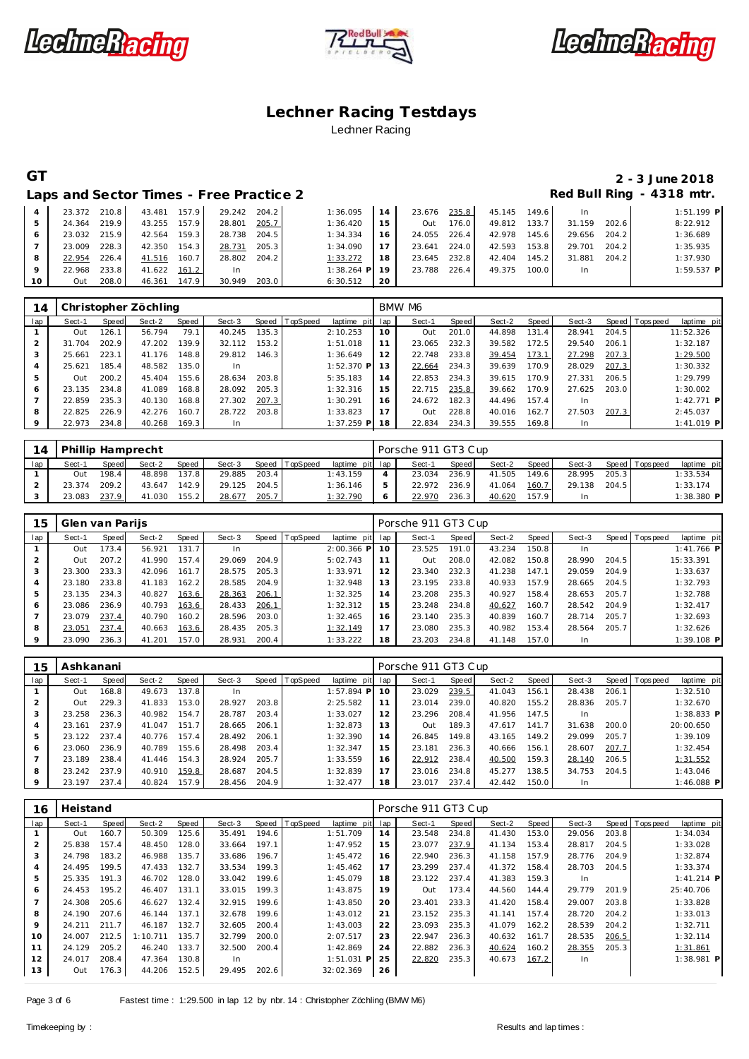# Lechner Racing Testdays

Lechner Racing

**GT** — **2 - 3 June 2018**

## Laps and Sector Times - Free Practice 2

**Red Bull Ring - 4318 mtr.**

| lap | Sect-1 | Speed | Sect-2 | Speed | Sect-3 | Speed | TopSpeed | laptime pit | lap | Sect-1 | Speed | Sect-2 | Speed | Sect-3 | Speed | Topspeed | laptime pit |
|---|---|---|---|---|---|---|---|---|---|---|---|---|---|---|---|---|---|
| 4 | 23.372 | 210.8 | 43.481 | 157.9 | 29.242 | 204.2 | | 1:36.095 | 14 | 23.676 | 235.8 | 45.145 | 149.6 | In | | | 1:51.199 P |
| 5 | 24.364 | 219.9 | 43.255 | 157.9 | 28.801 | 205.7 | | 1:36.420 | 15 | Out | 176.0 | 49.812 | 133.7 | 31.159 | 202.6 | | 8:22.912 |
| 6 | 23.032 | 215.9 | 42.564 | 159.3 | 28.738 | 204.5 | | 1:34.334 | 16 | 24.055 | 226.4 | 42.978 | 145.6 | 29.656 | 204.2 | | 1:36.689 |
| 7 | 23.009 | 228.3 | 42.350 | 154.3 | 28.731 | 205.3 | | 1:34.090 | 17 | 23.641 | 224.0 | 42.593 | 153.8 | 29.701 | 204.2 | | 1:35.935 |
| 8 | 22.954 | 226.4 | 41.516 | 160.7 | 28.802 | 204.2 | | 1:33.272 | 18 | 23.645 | 232.8 | 42.404 | 145.2 | 31.881 | 204.2 | | 1:37.930 |
| 9 | 22.968 | 233.8 | 41.622 | 161.2 | In | | | 1:38.264 P | 19 | 23.788 | 226.4 | 49.375 | 100.0 | In | | | 1:59.537 P |
| 10 | Out | 208.0 | 46.361 | 147.9 | 30.949 | 203.0 | | 6:30.512 | 20 | | | | | | | | |

**14 Christopher Zöchling** — BMW M6

| lap | Sect-1 | Speed | Sect-2 | Speed | Sect-3 | Speed | TopSpeed | laptime pit | lap | Sect-1 | Speed | Sect-2 | Speed | Sect-3 | Speed | Topspeed | laptime pit |
|---|---|---|---|---|---|---|---|---|---|---|---|---|---|---|---|---|---|
| 1 | Out | 126.1 | 56.794 | 79.1 | 40.245 | 135.3 | | 2:10.253 | 10 | Out | 201.0 | 44.898 | 131.4 | 28.941 | 204.5 | | 11:52.326 |
| 2 | 31.704 | 202.9 | 47.202 | 139.9 | 32.112 | 153.2 | | 1:51.018 | 11 | 23.065 | 232.3 | 39.582 | 172.5 | 29.540 | 206.1 | | 1:32.187 |
| 3 | 25.661 | 223.1 | 41.176 | 148.8 | 29.812 | 146.3 | | 1:36.649 | 12 | 22.748 | 233.8 | 39.454 | 173.1 | 27.298 | 207.3 | | 1:29.500 |
| 4 | 25.621 | 185.4 | 48.582 | 135.0 | In | | | 1:52.370 P | 13 | 22.664 | 234.3 | 39.639 | 170.9 | 28.029 | 207.3 | | 1:30.332 |
| 5 | Out | 200.2 | 45.404 | 155.6 | 28.634 | 203.8 | | 5:35.183 | 14 | 22.853 | 234.3 | 39.615 | 170.9 | 27.331 | 206.5 | | 1:29.799 |
| 6 | 23.135 | 234.8 | 41.089 | 168.8 | 28.092 | 205.3 | | 1:32.316 | 15 | 22.715 | 235.8 | 39.662 | 170.9 | 27.625 | 203.0 | | 1:30.002 |
| 7 | 22.859 | 235.3 | 40.130 | 168.8 | 27.302 | 207.3 | | 1:30.291 | 16 | 24.672 | 182.3 | 44.496 | 157.4 | In | | | 1:42.771 P |
| 8 | 22.825 | 226.9 | 42.276 | 160.7 | 28.722 | 203.8 | | 1:33.823 | 17 | Out | 228.8 | 40.016 | 162.7 | 27.503 | 207.3 | | 2:45.037 |
| 9 | 22.973 | 234.8 | 40.268 | 169.3 | In | | | 1:37.259 P | 18 | 22.834 | 234.3 | 39.555 | 169.8 | In | | | 1:41.019 P |

**14 Phillip Hamprecht** — Porsche 911 GT3 Cup

| lap | Sect-1 | Speed | Sect-2 | Speed | Sect-3 | Speed | TopSpeed | laptime pit | lap | Sect-1 | Speed | Sect-2 | Speed | Sect-3 | Speed | Topspeed | laptime pit |
|---|---|---|---|---|---|---|---|---|---|---|---|---|---|---|---|---|---|
| 1 | Out | 198.4 | 48.898 | 137.8 | 29.885 | 203.4 | | 1:43.159 | 4 | 23.034 | 236.9 | 41.505 | 149.6 | 28.995 | 205.3 | | 1:33.534 |
| 2 | 23.374 | 209.2 | 43.647 | 142.9 | 29.125 | 204.5 | | 1:36.146 | 5 | 22.972 | 236.9 | 41.064 | 160.7 | 29.138 | 204.5 | | 1:33.174 |
| 3 | 23.083 | 237.9 | 41.030 | 155.2 | 28.677 | 205.7 | | 1:32.790 | 6 | 22.970 | 236.3 | 40.620 | 157.9 | In | | | 1:38.380 P |

**15 Glen van Parijs** — Porsche 911 GT3 Cup

| lap | Sect-1 | Speed | Sect-2 | Speed | Sect-3 | Speed | TopSpeed | laptime pit | lap | Sect-1 | Speed | Sect-2 | Speed | Sect-3 | Speed | Topspeed | laptime pit |
|---|---|---|---|---|---|---|---|---|---|---|---|---|---|---|---|---|---|
| 1 | Out | 173.4 | 56.921 | 131.7 | In | | | 2:00.366 P | 10 | 23.525 | 191.0 | 43.234 | 150.8 | In | | | 1:41.766 P |
| 2 | Out | 207.2 | 41.990 | 157.4 | 29.069 | 204.9 | | 5:02.743 | 11 | Out | 208.0 | 42.082 | 150.8 | 28.990 | 204.5 | | 15:33.391 |
| 3 | 23.300 | 233.3 | 42.096 | 161.7 | 28.575 | 205.3 | | 1:33.971 | 12 | 23.340 | 232.3 | 41.238 | 147.1 | 29.059 | 204.9 | | 1:33.637 |
| 4 | 23.180 | 233.8 | 41.183 | 162.2 | 28.585 | 204.9 | | 1:32.948 | 13 | 23.195 | 233.8 | 40.933 | 157.9 | 28.665 | 204.5 | | 1:32.793 |
| 5 | 23.135 | 234.3 | 40.827 | 163.6 | 28.363 | 206.1 | | 1:32.325 | 14 | 23.208 | 235.3 | 40.927 | 158.4 | 28.653 | 205.7 | | 1:32.788 |
| 6 | 23.086 | 236.9 | 40.793 | 163.6 | 28.433 | 206.1 | | 1:32.312 | 15 | 23.248 | 234.8 | 40.627 | 160.7 | 28.542 | 204.9 | | 1:32.417 |
| 7 | 23.079 | 237.4 | 40.790 | 160.2 | 28.596 | 203.0 | | 1:32.465 | 16 | 23.140 | 235.3 | 40.839 | 160.7 | 28.714 | 205.7 | | 1:32.693 |
| 8 | 23.051 | 237.4 | 40.663 | 163.6 | 28.435 | 205.3 | | 1:32.149 | 17 | 23.080 | 235.3 | 40.982 | 153.4 | 28.564 | 205.7 | | 1:32.626 |
| 9 | 23.090 | 236.3 | 41.201 | 157.0 | 28.931 | 200.4 | | 1:33.222 | 18 | 23.203 | 234.8 | 41.148 | 157.0 | In | | | 1:39.108 P |

**15 Ashkanani** — Porsche 911 GT3 Cup

| lap | Sect-1 | Speed | Sect-2 | Speed | Sect-3 | Speed | TopSpeed | laptime pit | lap | Sect-1 | Speed | Sect-2 | Speed | Sect-3 | Speed | Topspeed | laptime pit |
|---|---|---|---|---|---|---|---|---|---|---|---|---|---|---|---|---|---|
| 1 | Out | 168.8 | 49.673 | 137.8 | In | | | 1:57.894 P | 10 | 23.029 | 239.5 | 41.043 | 156.1 | 28.438 | 206.1 | | 1:32.510 |
| 2 | Out | 229.3 | 41.833 | 153.0 | 28.927 | 203.8 | | 2:25.582 | 11 | 23.014 | 239.0 | 40.820 | 155.2 | 28.836 | 205.7 | | 1:32.670 |
| 3 | 23.258 | 236.3 | 40.982 | 154.7 | 28.787 | 203.4 | | 1:33.027 | 12 | 23.296 | 208.4 | 41.956 | 147.5 | In | | | 1:38.833 P |
| 4 | 23.161 | 237.9 | 41.047 | 151.7 | 28.665 | 206.1 | | 1:32.873 | 13 | Out | 189.3 | 47.617 | 141.7 | 31.638 | 200.0 | | 20:00.650 |
| 5 | 23.122 | 237.4 | 40.776 | 157.4 | 28.492 | 206.1 | | 1:32.390 | 14 | 26.845 | 149.8 | 43.165 | 149.2 | 29.099 | 205.7 | | 1:39.109 |
| 6 | 23.060 | 236.9 | 40.789 | 155.6 | 28.498 | 203.4 | | 1:32.347 | 15 | 23.181 | 236.3 | 40.666 | 156.1 | 28.607 | 207.7 | | 1:32.454 |
| 7 | 23.189 | 238.4 | 41.446 | 154.3 | 28.924 | 205.7 | | 1:33.559 | 16 | 22.912 | 238.4 | 40.500 | 159.3 | 28.140 | 206.5 | | 1:31.552 |
| 8 | 23.242 | 237.9 | 40.910 | 159.8 | 28.687 | 204.5 | | 1:32.839 | 17 | 23.016 | 234.8 | 45.277 | 138.5 | 34.753 | 204.5 | | 1:43.046 |
| 9 | 23.197 | 237.4 | 40.824 | 157.9 | 28.456 | 204.9 | | 1:32.477 | 18 | 23.017 | 237.4 | 42.442 | 150.0 | In | | | 1:46.088 P |

**16 Heistand** — Porsche 911 GT3 Cup

| lap | Sect-1 | Speed | Sect-2 | Speed | Sect-3 | Speed | TopSpeed | laptime pit | lap | Sect-1 | Speed | Sect-2 | Speed | Sect-3 | Speed | Topspeed | laptime pit |
|---|---|---|---|---|---|---|---|---|---|---|---|---|---|---|---|---|---|
| 1 | Out | 160.7 | 50.309 | 125.6 | 35.491 | 194.6 | | 1:51.709 | 14 | 23.548 | 234.8 | 41.430 | 153.0 | 29.056 | 203.8 | | 1:34.034 |
| 2 | 25.838 | 157.4 | 48.450 | 128.0 | 33.664 | 197.1 | | 1:47.952 | 15 | 23.077 | 237.9 | 41.134 | 153.4 | 28.817 | 204.5 | | 1:33.028 |
| 3 | 24.798 | 183.2 | 46.988 | 135.7 | 33.686 | 196.7 | | 1:45.472 | 16 | 22.940 | 236.3 | 41.158 | 157.9 | 28.776 | 204.9 | | 1:32.874 |
| 4 | 24.495 | 199.5 | 47.433 | 132.7 | 33.534 | 199.3 | | 1:45.462 | 17 | 23.299 | 237.4 | 41.372 | 158.4 | 28.703 | 204.5 | | 1:33.374 |
| 5 | 25.335 | 191.3 | 46.702 | 128.0 | 33.042 | 199.6 | | 1:45.079 | 18 | 23.122 | 237.4 | 41.383 | 159.3 | In | | | 1:41.214 P |
| 6 | 24.453 | 195.2 | 46.407 | 131.1 | 33.015 | 199.3 | | 1:43.875 | 19 | Out | 173.4 | 44.560 | 144.4 | 29.779 | 201.9 | | 25:40.706 |
| 7 | 24.308 | 205.6 | 46.627 | 132.4 | 32.915 | 199.6 | | 1:43.850 | 20 | 23.401 | 233.3 | 41.420 | 158.4 | 29.007 | 203.8 | | 1:33.828 |
| 8 | 24.190 | 207.6 | 46.144 | 137.1 | 32.678 | 199.6 | | 1:43.012 | 21 | 23.152 | 235.3 | 41.141 | 157.4 | 28.720 | 204.2 | | 1:33.013 |
| 9 | 24.211 | 211.7 | 46.187 | 132.7 | 32.605 | 200.4 | | 1:43.003 | 22 | 23.093 | 235.3 | 41.079 | 162.2 | 28.539 | 204.2 | | 1:32.711 |
| 10 | 24.007 | 212.5 | 1:10.711 | 135.7 | 32.799 | 200.0 | | 2:07.517 | 23 | 22.947 | 236.3 | 40.632 | 161.7 | 28.535 | 206.5 | | 1:32.114 |
| 11 | 24.129 | 205.2 | 46.240 | 133.7 | 32.500 | 200.4 | | 1:42.869 | 24 | 22.882 | 236.3 | 40.624 | 160.2 | 28.355 | 205.3 | | 1:31.861 |
| 12 | 24.017 | 208.4 | 47.364 | 130.8 | In | | | 1:51.031 P | 25 | 22.820 | 235.3 | 40.673 | 167.2 | In | | | 1:38.981 P |
| 13 | Out | 176.3 | 44.206 | 152.5 | 29.495 | 202.6 | | 32:02.369 | 26 | | | | | | | | |

Fastest time : 1:29.500 in lap 12 by nbr. 14 : Christopher Zöchling (BMW M6)

Timekeeping by : Results and lap times :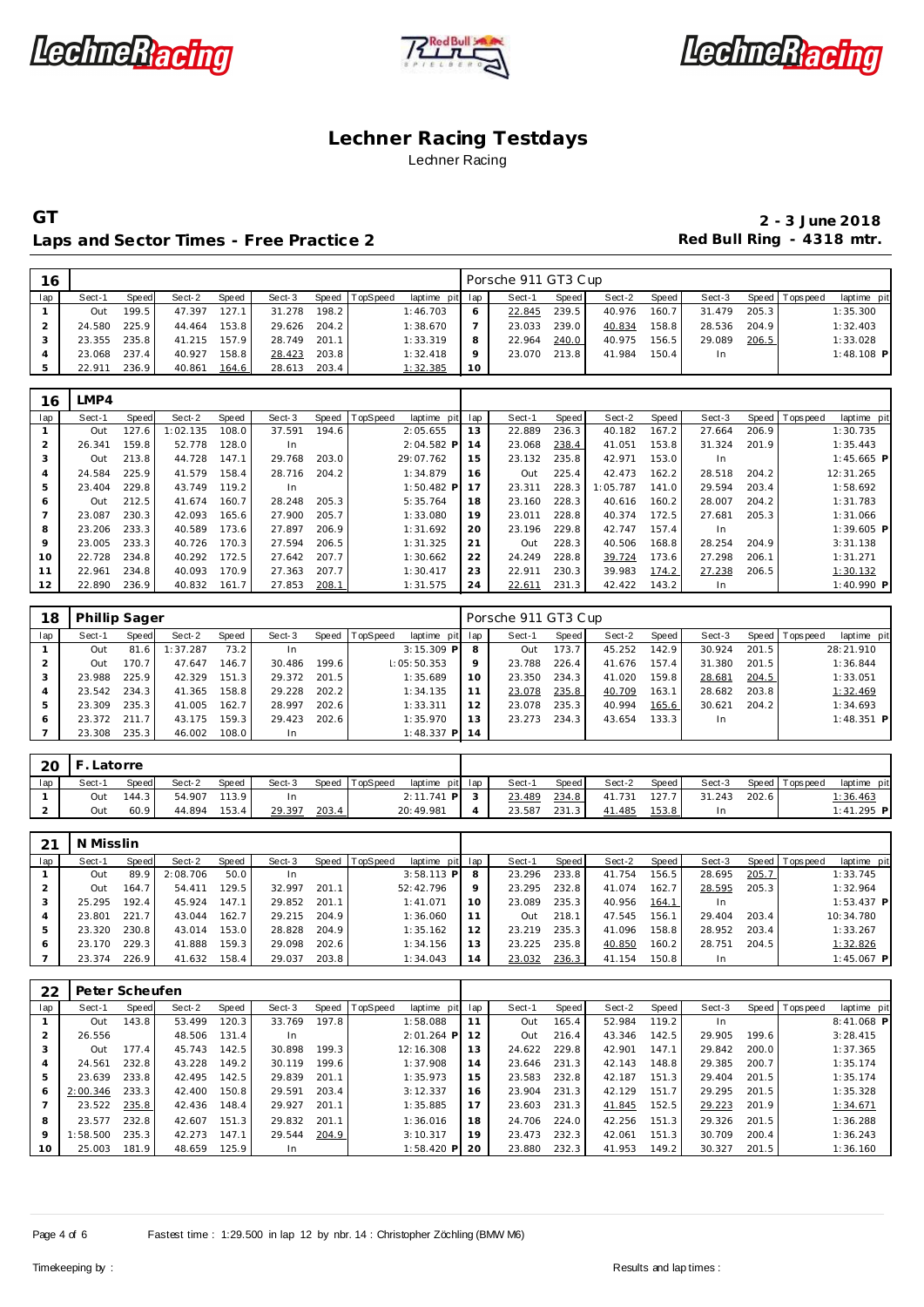# Lechner Racing Testdays

Lechner Racing

## GT

## Laps and Sector Times - Free Practice 2

**2 - 3 June 2018**
**Red Bull Ring - 4318 mtr.**

| 16 | | | | | | | | | | Porsche 911 GT3 Cup | | | | | | | | |
|---|---|---|---|---|---|---|---|---|---|---|---|---|---|---|---|---|---|---|
| lap | Sect-1 | Speed | Sect-2 | Speed | Sect-3 | Speed | TopSpeed | laptime pit | lap | Sect-1 | Speed | Sect-2 | Speed | Sect-3 | Speed | Topspeed | laptime pit |
| 1 | Out | 199.5 | 47.397 | 127.1 | 31.278 | 198.2 | | 1:46.703 | 6 | 22.845 | 239.5 | 40.976 | 160.7 | 31.479 | 205.3 | | 1:35.300 |
| 2 | 24.580 | 225.9 | 44.464 | 153.8 | 29.626 | 204.2 | | 1:38.670 | 7 | 23.033 | 239.0 | 40.834 | 158.8 | 28.536 | 204.9 | | 1:32.403 |
| 3 | 23.355 | 235.8 | 41.215 | 157.9 | 28.749 | 201.1 | | 1:33.319 | 8 | 22.964 | 240.0 | 40.975 | 156.5 | 29.089 | 206.5 | | 1:33.028 |
| 4 | 23.068 | 237.4 | 40.927 | 158.8 | 28.423 | 203.8 | | 1:32.418 | 9 | 23.070 | 213.8 | 41.984 | 150.4 | In | | | 1:48.108 P |
| 5 | 22.911 | 236.9 | 40.861 | 164.6 | 28.613 | 203.4 | | 1:32.385 | 10 | | | | | | | | |

| 16 | LMP4 | | | | | | | | | | | | | | | | |
|---|---|---|---|---|---|---|---|---|---|---|---|---|---|---|---|---|---|
| lap | Sect-1 | Speed | Sect-2 | Speed | Sect-3 | Speed | TopSpeed | laptime pit | lap | Sect-1 | Speed | Sect-2 | Speed | Sect-3 | Speed | Topspeed | laptime pit |
| 1 | Out | 127.6 | 1:02.135 | 108.0 | 37.591 | 194.6 | | 2:05.655 | 13 | 22.889 | 236.3 | 40.182 | 167.2 | 27.664 | 206.9 | | 1:30.735 |
| 2 | 26.341 | 159.8 | 52.778 | 128.0 | In | | | 2:04.582 P | 14 | 23.068 | 238.4 | 41.051 | 153.8 | 31.324 | 201.9 | | 1:35.443 |
| 3 | Out | 213.8 | 44.728 | 147.1 | 29.768 | 203.0 | | 29:07.762 | 15 | 23.132 | 235.8 | 42.971 | 153.0 | In | | | 1:45.665 P |
| 4 | 24.584 | 225.9 | 41.579 | 158.4 | 28.716 | 204.2 | | 1:34.879 | 16 | Out | 225.4 | 42.473 | 162.2 | 28.518 | 204.2 | | 12:31.265 |
| 5 | 23.404 | 229.8 | 43.749 | 119.2 | In | | | 1:50.482 P | 17 | 23.311 | 228.3 | 1:05.787 | 141.0 | 29.594 | 203.4 | | 1:58.692 |
| 6 | Out | 212.5 | 41.674 | 160.7 | 28.248 | 205.3 | | 5:35.764 | 18 | 23.160 | 228.3 | 40.616 | 160.2 | 28.007 | 204.2 | | 1:31.783 |
| 7 | 23.087 | 230.3 | 42.093 | 165.6 | 27.900 | 205.7 | | 1:33.080 | 19 | 23.011 | 228.8 | 40.374 | 172.5 | 27.681 | 205.3 | | 1:31.066 |
| 8 | 23.206 | 233.3 | 40.589 | 173.6 | 27.897 | 206.9 | | 1:31.692 | 20 | 23.196 | 229.8 | 42.747 | 157.4 | In | | | 1:39.605 P |
| 9 | 23.005 | 233.3 | 40.726 | 170.3 | 27.594 | 206.5 | | 1:31.325 | 21 | Out | 228.3 | 40.506 | 168.8 | 28.254 | 204.9 | | 3:31.138 |
| 10 | 22.728 | 234.8 | 40.292 | 172.5 | 27.642 | 207.7 | | 1:30.662 | 22 | 24.249 | 228.8 | 39.724 | 173.6 | 27.298 | 206.1 | | 1:31.271 |
| 11 | 22.961 | 234.8 | 40.093 | 170.9 | 27.363 | 207.7 | | 1:30.417 | 23 | 22.911 | 230.3 | 39.983 | 174.2 | 27.238 | 206.5 | | 1:30.132 |
| 12 | 22.890 | 236.9 | 40.832 | 161.7 | 27.853 | 208.1 | | 1:31.575 | 24 | 22.611 | 231.3 | 42.422 | 143.2 | In | | | 1:40.990 P |

| 18 | Phillip Sager | | | | | | | | | Porsche 911 GT3 Cup | | | | | | | |
|---|---|---|---|---|---|---|---|---|---|---|---|---|---|---|---|---|---|
| lap | Sect-1 | Speed | Sect-2 | Speed | Sect-3 | Speed | TopSpeed | laptime pit | lap | Sect-1 | Speed | Sect-2 | Speed | Sect-3 | Speed | Topspeed | laptime pit |
| 1 | Out | 81.6 | 1:37.287 | 73.2 | In | | | 3:15.309 P | 8 | Out | 173.7 | 45.252 | 142.9 | 30.924 | 201.5 | | 28:21.910 |
| 2 | Out | 170.7 | 47.647 | 146.7 | 30.486 | 199.6 | | 1:05:50.353 | 9 | 23.788 | 226.4 | 41.676 | 157.4 | 31.380 | 201.5 | | 1:36.844 |
| 3 | 23.988 | 225.9 | 42.329 | 151.3 | 29.372 | 201.5 | | 1:35.689 | 10 | 23.350 | 234.3 | 41.020 | 159.8 | 28.681 | 204.5 | | 1:33.051 |
| 4 | 23.542 | 234.3 | 41.365 | 158.8 | 29.228 | 202.2 | | 1:34.135 | 11 | 23.078 | 235.8 | 40.709 | 163.1 | 28.682 | 203.8 | | 1:32.469 |
| 5 | 23.309 | 235.3 | 41.005 | 162.7 | 28.997 | 202.6 | | 1:33.311 | 12 | 23.078 | 235.3 | 40.994 | 165.6 | 30.621 | 204.2 | | 1:34.693 |
| 6 | 23.372 | 211.7 | 43.175 | 159.3 | 29.423 | 202.6 | | 1:35.970 | 13 | 23.273 | 234.3 | 43.654 | 133.3 | In | | | 1:48.351 P |
| 7 | 23.308 | 235.3 | 46.002 | 108.0 | In | | | 1:48.337 P | 14 | | | | | | | | |

| 20 | F. Latorre | | | | | | | | | | | | | | | | |
|---|---|---|---|---|---|---|---|---|---|---|---|---|---|---|---|---|---|
| lap | Sect-1 | Speed | Sect-2 | Speed | Sect-3 | Speed | TopSpeed | laptime pit | lap | Sect-1 | Speed | Sect-2 | Speed | Sect-3 | Speed | Topspeed | laptime pit |
| 1 | Out | 144.3 | 54.907 | 113.9 | In | | | 2:11.741 P | 3 | 23.489 | 234.8 | 41.731 | 127.7 | 31.243 | 202.6 | | 1:36.463 |
| 2 | Out | 60.9 | 44.894 | 153.4 | 29.397 | 203.4 | | 20:49.981 | 4 | 23.587 | 231.3 | 41.485 | 153.8 | In | | | 1:41.295 P |

| 21 | N Misslin | | | | | | | | | | | | | | | | |
|---|---|---|---|---|---|---|---|---|---|---|---|---|---|---|---|---|---|
| lap | Sect-1 | Speed | Sect-2 | Speed | Sect-3 | Speed | TopSpeed | laptime pit | lap | Sect-1 | Speed | Sect-2 | Speed | Sect-3 | Speed | Topspeed | laptime pit |
| 1 | Out | 89.9 | 2:08.706 | 50.0 | In | | | 3:58.113 P | 8 | 23.296 | 233.8 | 41.754 | 156.5 | 28.695 | 205.7 | | 1:33.745 |
| 2 | Out | 164.7 | 54.411 | 129.5 | 32.997 | 201.1 | | 52:42.796 | 9 | 23.295 | 232.8 | 41.074 | 162.7 | 28.595 | 205.3 | | 1:32.964 |
| 3 | 25.295 | 192.4 | 45.924 | 147.1 | 29.852 | 201.1 | | 1:41.071 | 10 | 23.089 | 235.3 | 40.956 | 164.1 | In | | | 1:53.437 P |
| 4 | 23.801 | 221.7 | 43.044 | 162.7 | 29.215 | 204.9 | | 1:36.060 | 11 | Out | 218.1 | 47.545 | 156.1 | 29.404 | 203.4 | | 10:34.780 |
| 5 | 23.320 | 230.8 | 43.014 | 153.0 | 28.828 | 204.9 | | 1:35.162 | 12 | 23.219 | 235.3 | 41.096 | 158.8 | 28.952 | 203.4 | | 1:33.267 |
| 6 | 23.170 | 229.3 | 41.888 | 159.3 | 29.098 | 202.6 | | 1:34.156 | 13 | 23.225 | 235.8 | 40.850 | 160.2 | 28.751 | 204.5 | | 1:32.826 |
| 7 | 23.374 | 226.9 | 41.632 | 158.4 | 29.037 | 203.8 | | 1:34.043 | 14 | 23.032 | 236.3 | 41.154 | 150.8 | In | | | 1:45.067 P |

| 22 | Peter Scheufen | | | | | | | | | | | | | | | | |
|---|---|---|---|---|---|---|---|---|---|---|---|---|---|---|---|---|---|
| lap | Sect-1 | Speed | Sect-2 | Speed | Sect-3 | Speed | TopSpeed | laptime pit | lap | Sect-1 | Speed | Sect-2 | Speed | Sect-3 | Speed | Topspeed | laptime pit |
| 1 | Out | 143.8 | 53.499 | 120.3 | 33.769 | 197.8 | | 1:58.088 | 11 | Out | 165.4 | 52.984 | 119.2 | In | | | 8:41.068 P |
| 2 | 26.556 | | 48.506 | 131.4 | In | | | 2:01.264 P | 12 | Out | 216.4 | 43.346 | 142.5 | 29.905 | 199.6 | | 3:28.415 |
| 3 | Out | 177.4 | 45.743 | 142.5 | 30.898 | 199.3 | | 12:16.308 | 13 | 24.622 | 229.8 | 42.901 | 147.1 | 29.842 | 200.0 | | 1:37.365 |
| 4 | 24.561 | 232.8 | 43.228 | 149.2 | 30.119 | 199.6 | | 1:37.908 | 14 | 23.646 | 231.3 | 42.143 | 148.8 | 29.385 | 200.7 | | 1:35.174 |
| 5 | 23.639 | 233.8 | 42.495 | 142.5 | 29.839 | 201.1 | | 1:35.973 | 15 | 23.583 | 232.8 | 42.187 | 151.3 | 29.404 | 201.5 | | 1:35.174 |
| 6 | 2:00.346 | 233.3 | 42.400 | 150.8 | 29.591 | 203.4 | | 3:12.337 | 16 | 23.904 | 231.3 | 42.129 | 151.7 | 29.295 | 201.5 | | 1:35.328 |
| 7 | 23.522 | 235.8 | 42.436 | 148.4 | 29.927 | 201.1 | | 1:35.885 | 17 | 23.603 | 231.3 | 41.845 | 152.5 | 29.223 | 201.9 | | 1:34.671 |
| 8 | 23.577 | 232.8 | 42.607 | 151.3 | 29.832 | 201.1 | | 1:36.016 | 18 | 24.706 | 224.0 | 42.256 | 151.3 | 29.326 | 201.5 | | 1:36.288 |
| 9 | 1:58.500 | 235.3 | 42.273 | 147.1 | 29.544 | 204.9 | | 3:10.317 | 19 | 23.473 | 232.3 | 42.061 | 151.3 | 30.709 | 200.4 | | 1:36.243 |
| 10 | 25.003 | 181.9 | 48.659 | 125.9 | In | | | 1:58.420 P | 20 | 23.880 | 232.3 | 41.953 | 149.2 | 30.327 | 201.5 | | 1:36.160 |

Fastest time : 1:29.500 in lap 12 by nbr. 14 : Christopher Zöchling (BMW M6)

Timekeeping by : Results and lap times :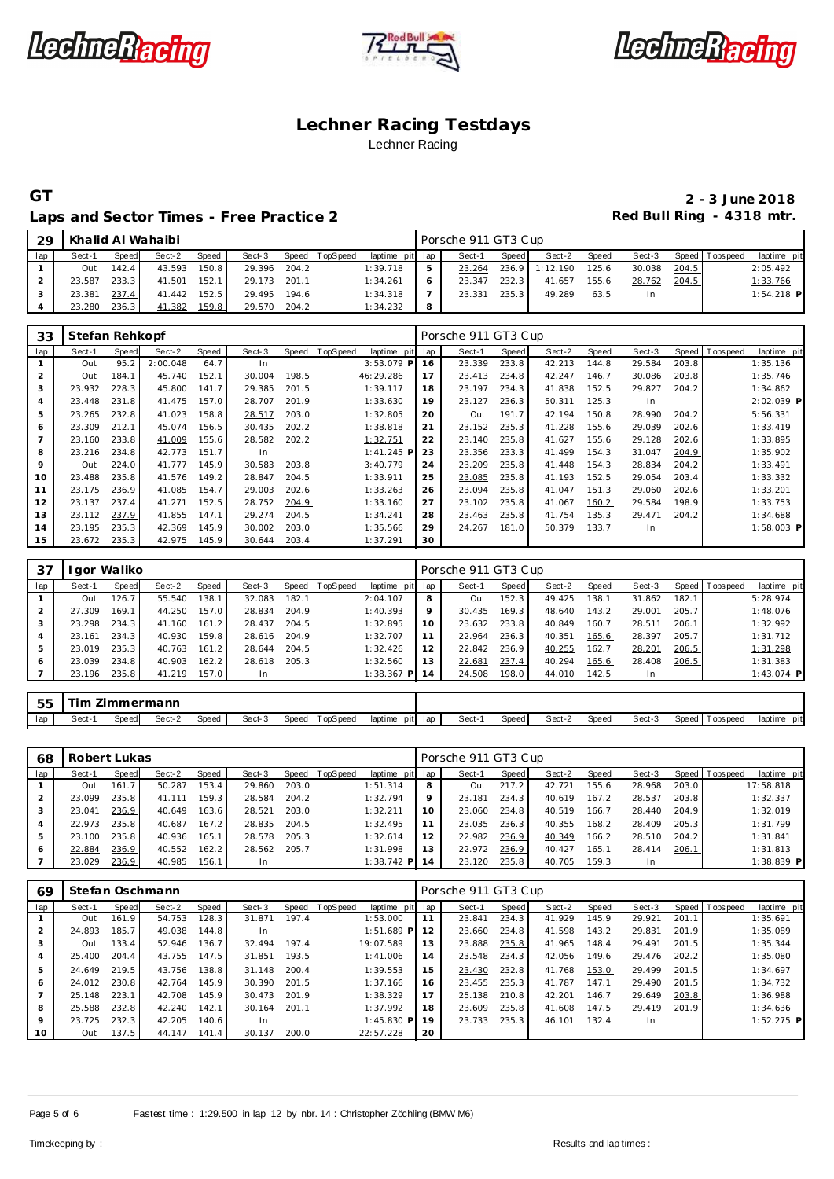# Lechner Racing Testdays

Lechner Racing

**GT** — **2 - 3 June 2018**

## Laps and Sector Times - Free Practice 2

**Red Bull Ring - 4318 mtr.**

| 29 | Khalid Al Wahaibi | | | | | | | | Porsche 911 GT3 Cup | | | | | | | | |
|---|---|---|---|---|---|---|---|---|---|---|---|---|---|---|---|---|---|
| lap | Sect-1 | Speed | Sect-2 | Speed | Sect-3 | Speed | TopSpeed | laptime pit | lap | Sect-1 | Speed | Sect-2 | Speed | Sect-3 | Speed | Topspeed | laptime pit |
| 1 | Out | 142.4 | 43.593 | 150.8 | 29.396 | 204.2 | | 1:39.718 | 5 | 23.264 | 236.9 | 1:12.190 | 125.6 | 30.038 | 204.5 | | 2:05.492 |
| 2 | 23.587 | 233.3 | 41.501 | 152.1 | 29.173 | 201.1 | | 1:34.261 | 6 | 23.347 | 232.3 | 41.657 | 155.6 | 28.762 | 204.5 | | 1:33.766 |
| 3 | 23.381 | 237.4 | 41.442 | 152.5 | 29.495 | 194.6 | | 1:34.318 | 7 | 23.331 | 235.3 | 49.289 | 63.5 | In | | | 1:54.218 P |
| 4 | 23.280 | 236.3 | 41.382 | 159.8 | 29.570 | 204.2 | | 1:34.232 | 8 | | | | | | | | |

| 33 | Stefan Rehkopf | | | | | | | | Porsche 911 GT3 Cup | | | | | | | | |
|---|---|---|---|---|---|---|---|---|---|---|---|---|---|---|---|---|---|
| lap | Sect-1 | Speed | Sect-2 | Speed | Sect-3 | Speed | TopSpeed | laptime pit | lap | Sect-1 | Speed | Sect-2 | Speed | Sect-3 | Speed | Topspeed | laptime pit |
| 1 | Out | 95.2 | 2:00.048 | 64.7 | In | | | 3:53.079 P | 16 | 23.339 | 233.8 | 42.213 | 144.8 | 29.584 | 203.8 | | 1:35.136 |
| 2 | Out | 184.1 | 45.740 | 152.1 | 30.004 | 198.5 | | 46:29.286 | 17 | 23.413 | 234.8 | 42.247 | 146.7 | 30.086 | 203.8 | | 1:35.746 |
| 3 | 23.932 | 228.3 | 45.800 | 141.7 | 29.385 | 201.5 | | 1:39.117 | 18 | 23.197 | 234.3 | 41.838 | 152.5 | 29.827 | 204.2 | | 1:34.862 |
| 4 | 23.448 | 231.8 | 41.475 | 157.0 | 28.707 | 201.9 | | 1:33.630 | 19 | 23.127 | 236.3 | 50.311 | 125.3 | In | | | 2:02.039 P |
| 5 | 23.265 | 232.8 | 41.023 | 158.8 | 28.517 | 203.0 | | 1:32.805 | 20 | Out | 191.7 | 42.194 | 150.8 | 28.990 | 204.2 | | 5:56.331 |
| 6 | 23.309 | 212.1 | 45.074 | 156.5 | 30.435 | 202.2 | | 1:38.818 | 21 | 23.152 | 235.3 | 41.228 | 155.6 | 29.039 | 202.6 | | 1:33.419 |
| 7 | 23.160 | 233.8 | 41.009 | 155.6 | 28.582 | 202.2 | | 1:32.751 | 22 | 23.140 | 235.8 | 41.627 | 155.6 | 29.128 | 202.6 | | 1:33.895 |
| 8 | 23.216 | 234.8 | 42.773 | 151.7 | In | | | 1:41.245 P | 23 | 23.356 | 233.3 | 41.499 | 154.3 | 31.047 | 204.9 | | 1:35.902 |
| 9 | Out | 224.0 | 41.777 | 145.9 | 30.583 | 203.8 | | 3:40.779 | 24 | 23.209 | 235.8 | 41.448 | 154.3 | 28.834 | 204.2 | | 1:33.491 |
| 10 | 23.488 | 235.8 | 41.576 | 149.2 | 28.847 | 204.5 | | 1:33.911 | 25 | 23.085 | 235.8 | 41.193 | 152.5 | 29.054 | 203.4 | | 1:33.332 |
| 11 | 23.175 | 236.9 | 41.085 | 154.7 | 29.003 | 202.6 | | 1:33.263 | 26 | 23.094 | 235.8 | 41.047 | 151.3 | 29.060 | 202.6 | | 1:33.201 |
| 12 | 23.137 | 237.4 | 41.271 | 152.5 | 28.752 | 204.9 | | 1:33.160 | 27 | 23.102 | 235.8 | 41.067 | 160.2 | 29.584 | 198.9 | | 1:33.753 |
| 13 | 23.112 | 237.9 | 41.855 | 147.1 | 29.274 | 204.5 | | 1:34.241 | 28 | 23.463 | 235.8 | 41.754 | 135.3 | 29.471 | 204.2 | | 1:34.688 |
| 14 | 23.195 | 235.3 | 42.369 | 145.9 | 30.002 | 203.0 | | 1:35.566 | 29 | 24.267 | 181.0 | 50.379 | 133.7 | In | | | 1:58.003 P |
| 15 | 23.672 | 235.3 | 42.975 | 145.9 | 30.644 | 203.4 | | 1:37.291 | 30 | | | | | | | | |

| 37 | Igor Waliko | | | | | | | | Porsche 911 GT3 Cup | | | | | | | | |
|---|---|---|---|---|---|---|---|---|---|---|---|---|---|---|---|---|---|
| lap | Sect-1 | Speed | Sect-2 | Speed | Sect-3 | Speed | TopSpeed | laptime pit | lap | Sect-1 | Speed | Sect-2 | Speed | Sect-3 | Speed | Topspeed | laptime pit |
| 1 | Out | 126.7 | 55.540 | 138.1 | 32.083 | 182.1 | | 2:04.107 | 8 | Out | 152.3 | 49.425 | 138.1 | 31.862 | 182.1 | | 5:28.974 |
| 2 | 27.309 | 169.1 | 44.250 | 157.0 | 28.834 | 204.9 | | 1:40.393 | 9 | 30.435 | 169.3 | 48.640 | 143.2 | 29.001 | 205.7 | | 1:48.076 |
| 3 | 23.298 | 234.3 | 41.160 | 161.2 | 28.437 | 204.5 | | 1:32.895 | 10 | 23.632 | 233.8 | 40.849 | 160.7 | 28.511 | 206.1 | | 1:32.992 |
| 4 | 23.161 | 234.3 | 40.930 | 159.8 | 28.616 | 204.9 | | 1:32.707 | 11 | 22.964 | 236.3 | 40.351 | 165.6 | 28.397 | 205.7 | | 1:31.712 |
| 5 | 23.019 | 235.3 | 40.763 | 161.2 | 28.644 | 204.5 | | 1:32.426 | 12 | 22.842 | 236.9 | 40.255 | 162.7 | 28.201 | 206.5 | | 1:31.298 |
| 6 | 23.039 | 234.8 | 40.903 | 162.2 | 28.618 | 205.3 | | 1:32.560 | 13 | 22.681 | 237.4 | 40.294 | 165.6 | 28.408 | 206.5 | | 1:31.383 |
| 7 | 23.196 | 235.8 | 41.219 | 157.0 | In | | | 1:38.367 P | 14 | 24.508 | 198.0 | 44.010 | 142.5 | In | | | 1:43.074 P |

| 55 | Tim Zimmermann | | | | | | | | | | | | | | | | |
|---|---|---|---|---|---|---|---|---|---|---|---|---|---|---|---|---|---|
| lap | Sect-1 | Speed | Sect-2 | Speed | Sect-3 | Speed | TopSpeed | laptime pit | lap | Sect-1 | Speed | Sect-2 | Speed | Sect-3 | Speed | Topspeed | laptime pit |

| 68 | Robert Lukas | | | | | | | | Porsche 911 GT3 Cup | | | | | | | | |
|---|---|---|---|---|---|---|---|---|---|---|---|---|---|---|---|---|---|
| lap | Sect-1 | Speed | Sect-2 | Speed | Sect-3 | Speed | TopSpeed | laptime pit | lap | Sect-1 | Speed | Sect-2 | Speed | Sect-3 | Speed | Topspeed | laptime pit |
| 1 | Out | 161.7 | 50.287 | 153.4 | 29.860 | 203.0 | | 1:51.314 | 8 | Out | 217.2 | 42.721 | 155.6 | 28.968 | 203.0 | | 17:58.818 |
| 2 | 23.099 | 235.8 | 41.111 | 159.3 | 28.584 | 204.2 | | 1:32.794 | 9 | 23.181 | 234.3 | 40.619 | 167.2 | 28.537 | 203.8 | | 1:32.337 |
| 3 | 23.041 | 236.9 | 40.649 | 163.6 | 28.521 | 203.0 | | 1:32.211 | 10 | 23.060 | 234.8 | 40.519 | 166.7 | 28.440 | 204.9 | | 1:32.019 |
| 4 | 22.973 | 235.8 | 40.687 | 167.2 | 28.835 | 204.5 | | 1:32.495 | 11 | 23.035 | 236.3 | 40.355 | 168.2 | 28.409 | 205.3 | | 1:31.799 |
| 5 | 23.100 | 235.8 | 40.936 | 165.1 | 28.578 | 205.3 | | 1:32.614 | 12 | 22.982 | 236.9 | 40.349 | 166.2 | 28.510 | 204.2 | | 1:31.841 |
| 6 | 22.884 | 236.9 | 40.552 | 162.2 | 28.562 | 205.7 | | 1:31.998 | 13 | 22.972 | 236.9 | 40.427 | 165.1 | 28.414 | 206.1 | | 1:31.813 |
| 7 | 23.029 | 236.9 | 40.985 | 156.1 | In | | | 1:38.742 P | 14 | 23.120 | 235.8 | 40.705 | 159.3 | In | | | 1:38.839 P |

| 69 | Stefan Oschmann | | | | | | | | Porsche 911 GT3 Cup | | | | | | | | |
|---|---|---|---|---|---|---|---|---|---|---|---|---|---|---|---|---|---|
| lap | Sect-1 | Speed | Sect-2 | Speed | Sect-3 | Speed | TopSpeed | laptime pit | lap | Sect-1 | Speed | Sect-2 | Speed | Sect-3 | Speed | Topspeed | laptime pit |
| 1 | Out | 161.9 | 54.753 | 128.3 | 31.871 | 197.4 | | 1:53.000 | 11 | 23.841 | 234.3 | 41.929 | 145.9 | 29.921 | 201.1 | | 1:35.691 |
| 2 | 24.893 | 185.7 | 49.038 | 144.8 | In | | | 1:51.689 P | 12 | 23.660 | 234.8 | 41.598 | 143.2 | 29.831 | 201.9 | | 1:35.089 |
| 3 | Out | 133.4 | 52.946 | 136.7 | 32.494 | 197.4 | | 19:07.589 | 13 | 23.888 | 235.8 | 41.965 | 148.4 | 29.491 | 201.5 | | 1:35.344 |
| 4 | 25.400 | 204.4 | 43.755 | 147.5 | 31.851 | 193.5 | | 1:41.006 | 14 | 23.548 | 234.3 | 42.056 | 149.6 | 29.476 | 202.2 | | 1:35.080 |
| 5 | 24.649 | 219.5 | 43.756 | 138.8 | 31.148 | 200.4 | | 1:39.553 | 15 | 23.430 | 232.8 | 41.768 | 153.0 | 29.499 | 201.5 | | 1:34.697 |
| 6 | 24.012 | 230.8 | 42.764 | 145.9 | 30.390 | 201.5 | | 1:37.166 | 16 | 23.455 | 235.3 | 41.787 | 147.1 | 29.490 | 201.5 | | 1:34.732 |
| 7 | 25.148 | 223.1 | 42.708 | 145.9 | 30.473 | 201.9 | | 1:38.329 | 17 | 25.138 | 210.8 | 42.201 | 146.7 | 29.649 | 203.8 | | 1:36.988 |
| 8 | 25.588 | 232.8 | 42.240 | 142.1 | 30.164 | 201.1 | | 1:37.992 | 18 | 23.609 | 235.8 | 41.608 | 147.5 | 29.419 | 201.9 | | 1:34.636 |
| 9 | 23.725 | 232.3 | 42.205 | 140.6 | In | | | 1:45.830 P | 19 | 23.733 | 235.3 | 46.101 | 132.4 | In | | | 1:52.275 P |
| 10 | Out | 137.5 | 44.147 | 141.4 | 30.137 | 200.0 | | 22:57.228 | 20 | | | | | | | | |

Fastest time : 1:29.500 in lap 12 by nbr. 14 : Christopher Zöchling (BMW M6)

Timekeeping by : Results and lap times :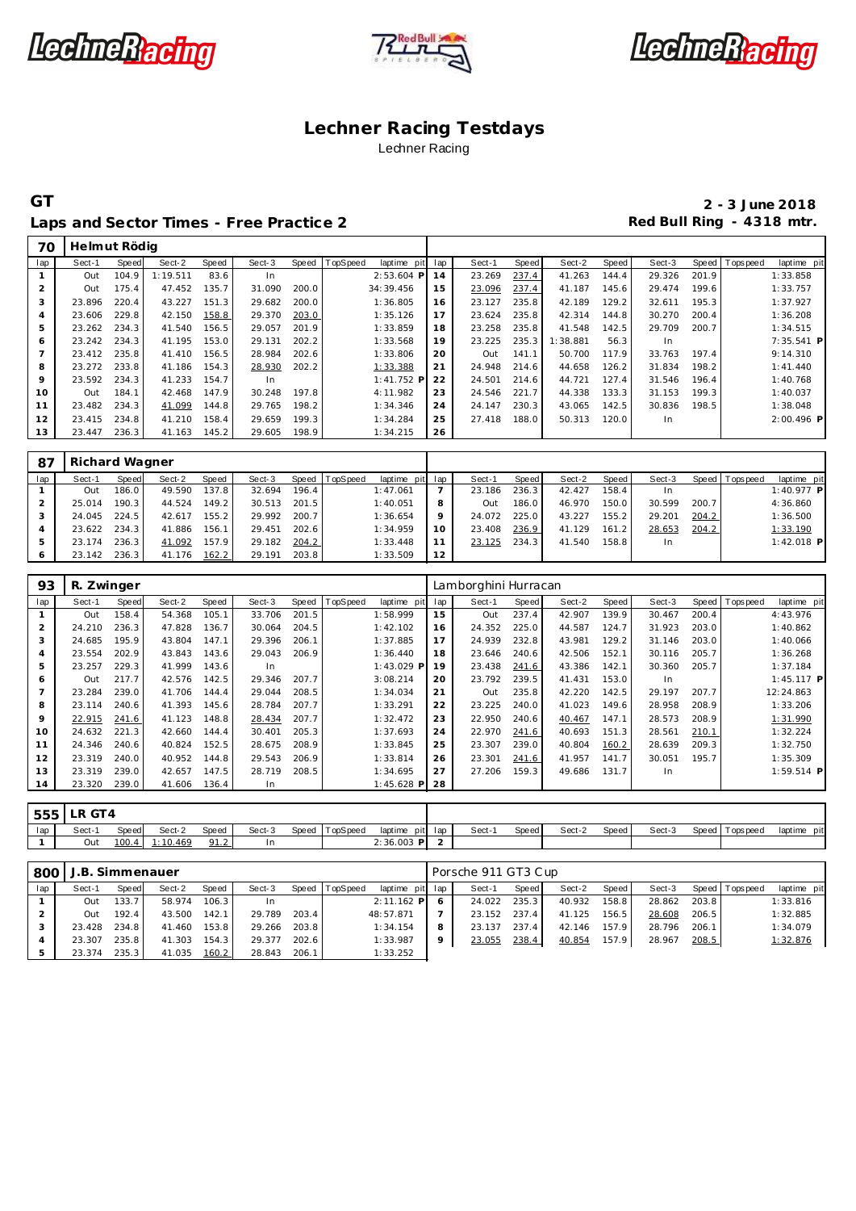# Lechner Racing Testdays

Lechner Racing

**GT** — **2 - 3 June 2018**

**Laps and Sector Times - Free Practice 2** — **Red Bull Ring - 4318 mtr.**

**70 Helmut Rödig**

| lap | Sect-1 | Speed | Sect-2 | Speed | Sect-3 | Speed | TopSpeed | laptime pit | lap | Sect-1 | Speed | Sect-2 | Speed | Sect-3 | Speed | Topspeed | laptime pit |
|---|---|---|---|---|---|---|---|---|---|---|---|---|---|---|---|---|---|
| 1 | Out | 104.9 | 1:19.511 | 83.6 | In | | | 2:53.604 P | 14 | 23.269 | 237.4 | 41.263 | 144.4 | 29.326 | 201.9 | | 1:33.858 |
| 2 | Out | 175.4 | 47.452 | 135.7 | 31.090 | 200.0 | | 34:39.456 | 15 | 23.096 | 237.4 | 41.187 | 145.6 | 29.474 | 199.6 | | 1:33.757 |
| 3 | 23.896 | 220.4 | 43.227 | 151.3 | 29.682 | 200.0 | | 1:36.805 | 16 | 23.127 | 235.8 | 42.189 | 129.2 | 32.611 | 195.3 | | 1:37.927 |
| 4 | 23.606 | 229.8 | 42.150 | 158.8 | 29.370 | 203.0 | | 1:35.126 | 17 | 23.624 | 235.8 | 42.314 | 144.8 | 30.270 | 200.4 | | 1:36.208 |
| 5 | 23.262 | 234.3 | 41.540 | 156.5 | 29.057 | 201.9 | | 1:33.859 | 18 | 23.258 | 235.8 | 41.548 | 142.5 | 29.709 | 200.7 | | 1:34.515 |
| 6 | 23.242 | 234.3 | 41.195 | 153.0 | 29.131 | 202.2 | | 1:33.568 | 19 | 23.225 | 235.3 | 1:38.881 | 56.3 | In | | | 7:35.541 P |
| 7 | 23.412 | 235.8 | 41.410 | 156.5 | 28.984 | 202.6 | | 1:33.806 | 20 | Out | 141.1 | 50.700 | 117.9 | 33.763 | 197.4 | | 9:14.310 |
| 8 | 23.272 | 233.8 | 41.186 | 154.3 | 28.930 | 202.2 | | 1:33.388 | 21 | 24.948 | 214.6 | 44.658 | 126.2 | 31.834 | 198.2 | | 1:41.440 |
| 9 | 23.592 | 234.3 | 41.233 | 154.7 | In | | | 1:41.752 P | 22 | 24.501 | 214.6 | 44.721 | 127.4 | 31.546 | 196.4 | | 1:40.768 |
| 10 | Out | 184.1 | 42.468 | 147.9 | 30.248 | 197.8 | | 4:11.982 | 23 | 24.546 | 221.7 | 44.338 | 133.3 | 31.153 | 199.3 | | 1:40.037 |
| 11 | 23.482 | 234.3 | 41.099 | 144.8 | 29.765 | 198.2 | | 1:34.346 | 24 | 24.147 | 230.3 | 43.065 | 142.5 | 30.836 | 198.5 | | 1:38.048 |
| 12 | 23.415 | 234.8 | 41.210 | 158.4 | 29.659 | 199.3 | | 1:34.284 | 25 | 27.418 | 188.0 | 50.313 | 120.0 | In | | | 2:00.496 P |
| 13 | 23.447 | 236.3 | 41.163 | 145.2 | 29.605 | 198.9 | | 1:34.215 | 26 | | | | | | | | |

**87 Richard Wagner**

| lap | Sect-1 | Speed | Sect-2 | Speed | Sect-3 | Speed | TopSpeed | laptime pit | lap | Sect-1 | Speed | Sect-2 | Speed | Sect-3 | Speed | Topspeed | laptime pit |
|---|---|---|---|---|---|---|---|---|---|---|---|---|---|---|---|---|---|
| 1 | Out | 186.0 | 49.590 | 137.8 | 32.694 | 196.4 | | 1:47.061 | 7 | 23.186 | 236.3 | 42.427 | 158.4 | In | | | 1:40.977 P |
| 2 | 25.014 | 190.3 | 44.524 | 149.2 | 30.513 | 201.5 | | 1:40.051 | 8 | Out | 186.0 | 46.970 | 150.0 | 30.599 | 200.7 | | 4:36.860 |
| 3 | 24.045 | 224.5 | 42.617 | 155.2 | 29.992 | 200.7 | | 1:36.654 | 9 | 24.072 | 225.0 | 43.227 | 155.2 | 29.201 | 204.2 | | 1:36.500 |
| 4 | 23.622 | 234.3 | 41.886 | 156.1 | 29.451 | 202.6 | | 1:34.959 | 10 | 23.408 | 236.9 | 41.129 | 161.2 | 28.653 | 204.2 | | 1:33.190 |
| 5 | 23.174 | 236.3 | 41.092 | 157.9 | 29.182 | 204.2 | | 1:33.448 | 11 | 23.125 | 234.3 | 41.540 | 158.8 | In | | | 1:42.018 P |
| 6 | 23.142 | 236.3 | 41.176 | 162.2 | 29.191 | 203.8 | | 1:33.509 | 12 | | | | | | | | |

**93 R. Zwinger** — Lamborghini Hurracan

| lap | Sect-1 | Speed | Sect-2 | Speed | Sect-3 | Speed | TopSpeed | laptime pit | lap | Sect-1 | Speed | Sect-2 | Speed | Sect-3 | Speed | Topspeed | laptime pit |
|---|---|---|---|---|---|---|---|---|---|---|---|---|---|---|---|---|---|
| 1 | Out | 158.4 | 54.368 | 105.1 | 33.706 | 201.5 | | 1:58.999 | 15 | Out | 237.4 | 42.907 | 139.9 | 30.467 | 200.4 | | 4:43.976 |
| 2 | 24.210 | 236.3 | 47.828 | 136.7 | 30.064 | 204.5 | | 1:42.102 | 16 | 24.352 | 225.0 | 44.587 | 124.7 | 31.923 | 203.0 | | 1:40.862 |
| 3 | 24.685 | 195.9 | 43.804 | 147.1 | 29.396 | 206.1 | | 1:37.885 | 17 | 24.939 | 232.8 | 43.981 | 129.2 | 31.146 | 203.0 | | 1:40.066 |
| 4 | 23.554 | 202.9 | 43.843 | 143.6 | 29.043 | 206.9 | | 1:36.440 | 18 | 23.646 | 240.6 | 42.506 | 152.1 | 30.116 | 205.7 | | 1:36.268 |
| 5 | 23.257 | 229.3 | 41.999 | 143.6 | In | | | 1:43.029 P | 19 | 23.438 | 241.6 | 43.386 | 142.1 | 30.360 | 205.7 | | 1:37.184 |
| 6 | Out | 217.7 | 42.576 | 142.5 | 29.346 | 207.7 | | 3:08.214 | 20 | 23.792 | 239.5 | 41.431 | 153.0 | In | | | 1:45.117 P |
| 7 | 23.284 | 239.0 | 41.706 | 144.4 | 29.044 | 208.5 | | 1:34.034 | 21 | Out | 235.8 | 42.220 | 142.5 | 29.197 | 207.7 | | 12:24.863 |
| 8 | 23.114 | 240.6 | 41.393 | 145.6 | 28.784 | 207.7 | | 1:33.291 | 22 | 23.225 | 240.0 | 41.023 | 149.6 | 28.958 | 208.9 | | 1:33.206 |
| 9 | 22.915 | 241.6 | 41.123 | 148.8 | 28.434 | 207.7 | | 1:32.472 | 23 | 22.950 | 240.6 | 40.467 | 147.1 | 28.573 | 208.9 | | 1:31.990 |
| 10 | 24.632 | 221.3 | 42.660 | 144.4 | 30.401 | 205.3 | | 1:37.693 | 24 | 22.970 | 241.6 | 40.693 | 151.3 | 28.561 | 210.1 | | 1:32.224 |
| 11 | 24.346 | 240.6 | 40.824 | 152.5 | 28.675 | 208.9 | | 1:33.845 | 25 | 23.307 | 239.0 | 40.804 | 160.2 | 28.639 | 209.3 | | 1:32.750 |
| 12 | 23.319 | 240.0 | 40.952 | 144.8 | 29.543 | 206.9 | | 1:33.814 | 26 | 23.301 | 241.6 | 41.957 | 141.7 | 30.051 | 195.7 | | 1:35.309 |
| 13 | 23.319 | 239.0 | 42.657 | 147.5 | 28.719 | 208.5 | | 1:34.695 | 27 | 27.206 | 159.3 | 49.686 | 131.7 | In | | | 1:59.514 P |
| 14 | 23.320 | 239.0 | 41.606 | 136.4 | In | | | 1:45.628 P | 28 | | | | | | | | |

**555 LR GT4**

| lap | Sect-1 | Speed | Sect-2 | Speed | Sect-3 | Speed | TopSpeed | laptime pit | lap | Sect-1 | Speed | Sect-2 | Speed | Sect-3 | Speed | Topspeed | laptime pit |
|---|---|---|---|---|---|---|---|---|---|---|---|---|---|---|---|---|---|
| 1 | Out | 100.4 | 1:10.469 | 91.2 | In | | | 2:36.003 P | 2 | | | | | | | | |

**800 J.B. Simmenauer** — Porsche 911 GT3 Cup

| lap | Sect-1 | Speed | Sect-2 | Speed | Sect-3 | Speed | TopSpeed | laptime pit | lap | Sect-1 | Speed | Sect-2 | Speed | Sect-3 | Speed | Topspeed | laptime pit |
|---|---|---|---|---|---|---|---|---|---|---|---|---|---|---|---|---|---|
| 1 | Out | 133.7 | 58.974 | 106.3 | In | | | 2:11.162 P | 6 | 24.022 | 235.3 | 40.932 | 158.8 | 28.862 | 203.8 | | 1:33.816 |
| 2 | Out | 192.4 | 43.500 | 142.1 | 29.789 | 203.4 | | 48:57.871 | 7 | 23.152 | 237.4 | 41.125 | 156.5 | 28.608 | 206.5 | | 1:32.885 |
| 3 | 23.428 | 234.8 | 41.460 | 153.8 | 29.266 | 203.8 | | 1:34.154 | 8 | 23.137 | 237.4 | 42.146 | 157.9 | 28.796 | 206.1 | | 1:34.079 |
| 4 | 23.307 | 235.8 | 41.303 | 154.3 | 29.377 | 202.6 | | 1:33.987 | 9 | 23.055 | 238.4 | 40.854 | 157.9 | 28.967 | 208.5 | | 1:32.876 |
| 5 | 23.374 | 235.3 | 41.035 | 160.2 | 28.843 | 206.1 | | 1:33.252 | | | | | | | | | |